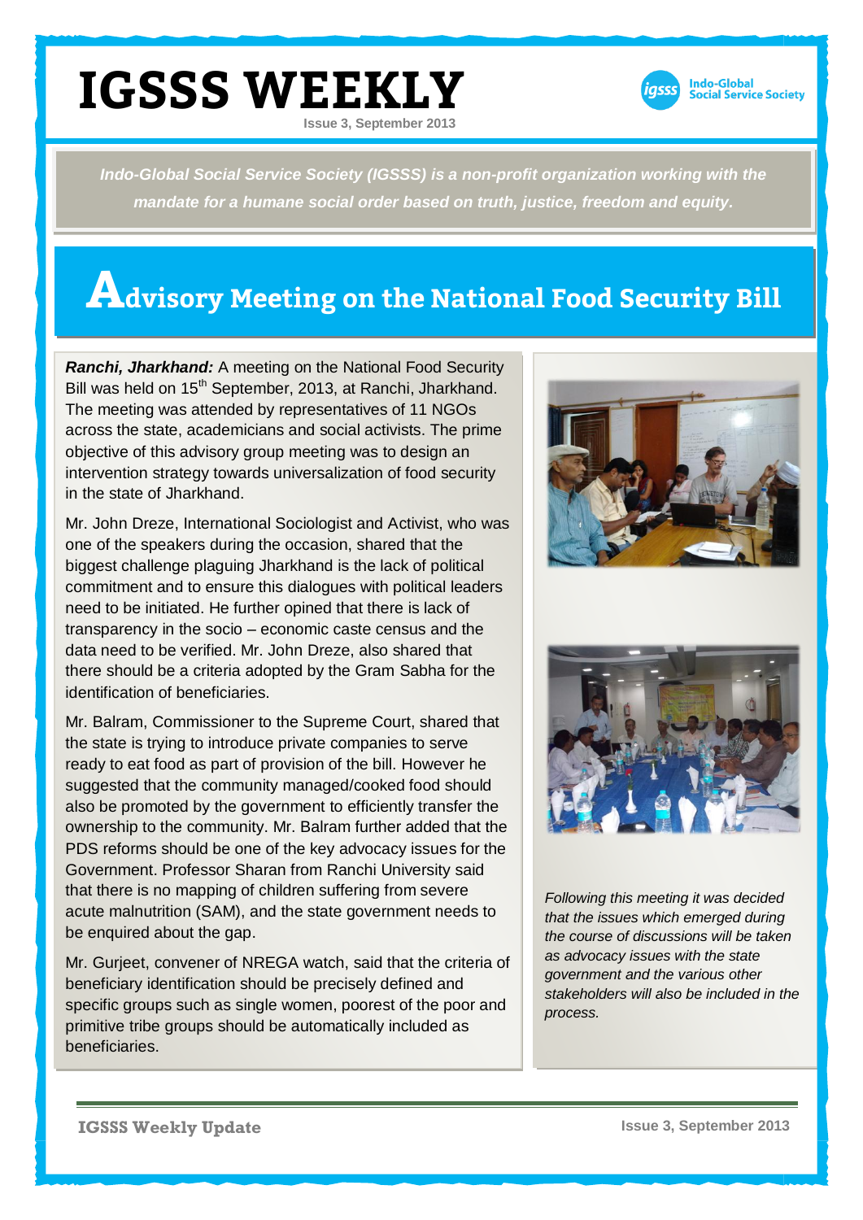# IGSSS WEEKLY

Issue 3, September 2013

*Indo-Global Social Service Society (IGSSS) is a non-profit organization working with the mandate for a humane social order based on truth, justice, freedom and equity.*

## Advisory Meeting on the National Food Security Bill

***Ranchi, Jharkhand:*** A meeting on the National Food Security Bill was held on 15th September, 2013, at Ranchi, Jharkhand. The meeting was attended by representatives of 11 NGOs across the state, academicians and social activists. The prime objective of this advisory group meeting was to design an intervention strategy towards universalization of food security in the state of Jharkhand.

Mr. John Dreze, International Sociologist and Activist, who was one of the speakers during the occasion, shared that the biggest challenge plaguing Jharkhand is the lack of political commitment and to ensure this dialogues with political leaders need to be initiated. He further opined that there is lack of transparency in the socio – economic caste census and the data need to be verified. Mr. John Dreze, also shared that there should be a criteria adopted by the Gram Sabha for the identification of beneficiaries.

Mr. Balram, Commissioner to the Supreme Court, shared that the state is trying to introduce private companies to serve ready to eat food as part of provision of the bill. However he suggested that the community managed/cooked food should also be promoted by the government to efficiently transfer the ownership to the community. Mr. Balram further added that the PDS reforms should be one of the key advocacy issues for the Government. Professor Sharan from Ranchi University said that there is no mapping of children suffering from severe acute malnutrition (SAM), and the state government needs to be enquired about the gap.

Mr. Gurjeet, convener of NREGA watch, said that the criteria of beneficiary identification should be precisely defined and specific groups such as single women, poorest of the poor and primitive tribe groups should be automatically included as beneficiaries.

*Following this meeting it was decided that the issues which emerged during the course of discussions will be taken as advocacy issues with the state government and the various other stakeholders will also be included in the process.*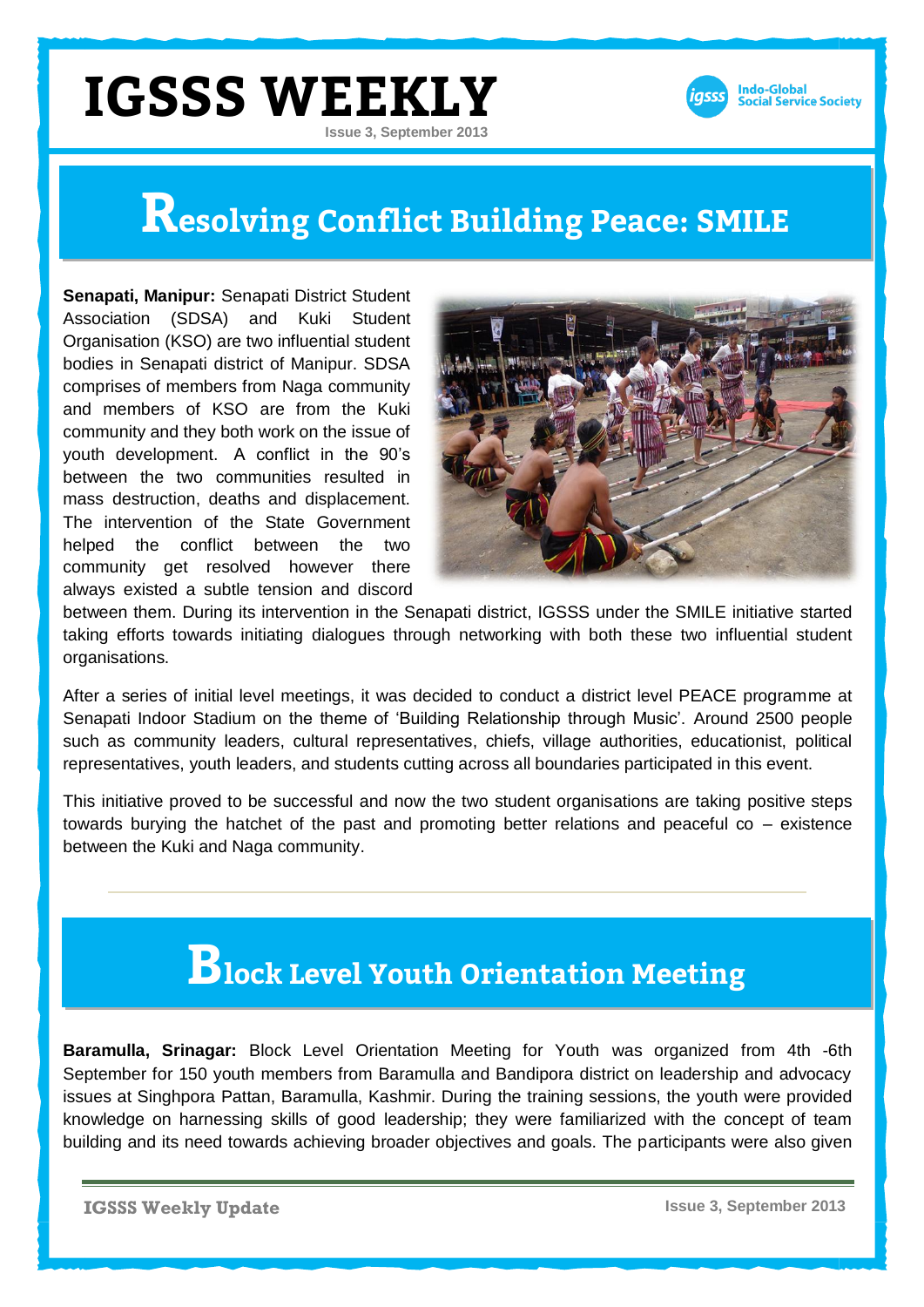# IGSSS WEEKLY

Issue 3, September 2013

## Resolving Conflict Building Peace: SMILE

**Senapati, Manipur:** Senapati District Student Association (SDSA) and Kuki Student Organisation (KSO) are two influential student bodies in Senapati district of Manipur. SDSA comprises of members from Naga community and members of KSO are from the Kuki community and they both work on the issue of youth development. A conflict in the 90's between the two communities resulted in mass destruction, deaths and displacement. The intervention of the State Government helped the conflict between the two community get resolved however there always existed a subtle tension and discord between them. During its intervention in the Senapati district, IGSSS under the SMILE initiative started taking efforts towards initiating dialogues through networking with both these two influential student organisations.

After a series of initial level meetings, it was decided to conduct a district level PEACE programme at Senapati Indoor Stadium on the theme of 'Building Relationship through Music'. Around 2500 people such as community leaders, cultural representatives, chiefs, village authorities, educationist, political representatives, youth leaders, and students cutting across all boundaries participated in this event.

This initiative proved to be successful and now the two student organisations are taking positive steps towards burying the hatchet of the past and promoting better relations and peaceful co – existence between the Kuki and Naga community.

## Block Level Youth Orientation Meeting

**Baramulla, Srinagar:** Block Level Orientation Meeting for Youth was organized from 4th -6th September for 150 youth members from Baramulla and Bandipora district on leadership and advocacy issues at Singhpora Pattan, Baramulla, Kashmir. During the training sessions, the youth were provided knowledge on harnessing skills of good leadership; they were familiarized with the concept of team building and its need towards achieving broader objectives and goals. The participants were also given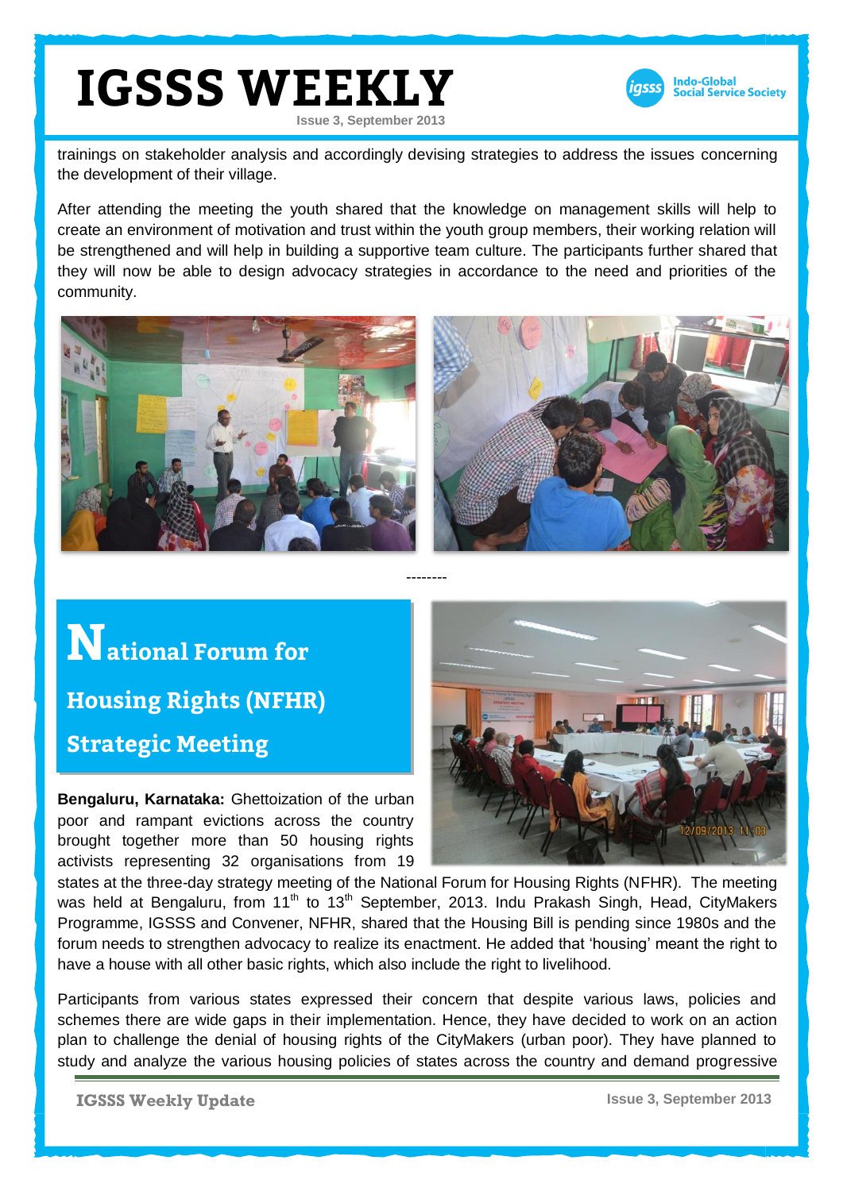trainings on stakeholder analysis and accordingly devising strategies to address the issues concerning the development of their village.

After attending the meeting the youth shared that the knowledge on management skills will help to create an environment of motivation and trust within the youth group members, their working relation will be strengthened and will help in building a supportive team culture. The participants further shared that they will now be able to design advocacy strategies in accordance to the need and priorities of the community.

--------

## National Forum for Housing Rights (NFHR) Strategic Meeting

**Bengaluru, Karnataka:** Ghettoization of the urban poor and rampant evictions across the country brought together more than 50 housing rights activists representing 32 organisations from 19 states at the three-day strategy meeting of the National Forum for Housing Rights (NFHR). The meeting was held at Bengaluru, from 11th to 13th September, 2013. Indu Prakash Singh, Head, CityMakers Programme, IGSSS and Convener, NFHR, shared that the Housing Bill is pending since 1980s and the forum needs to strengthen advocacy to realize its enactment. He added that 'housing' meant the right to have a house with all other basic rights, which also include the right to livelihood.

Participants from various states expressed their concern that despite various laws, policies and schemes there are wide gaps in their implementation. Hence, they have decided to work on an action plan to challenge the denial of housing rights of the CityMakers (urban poor). They have planned to study and analyze the various housing policies of states across the country and demand progressive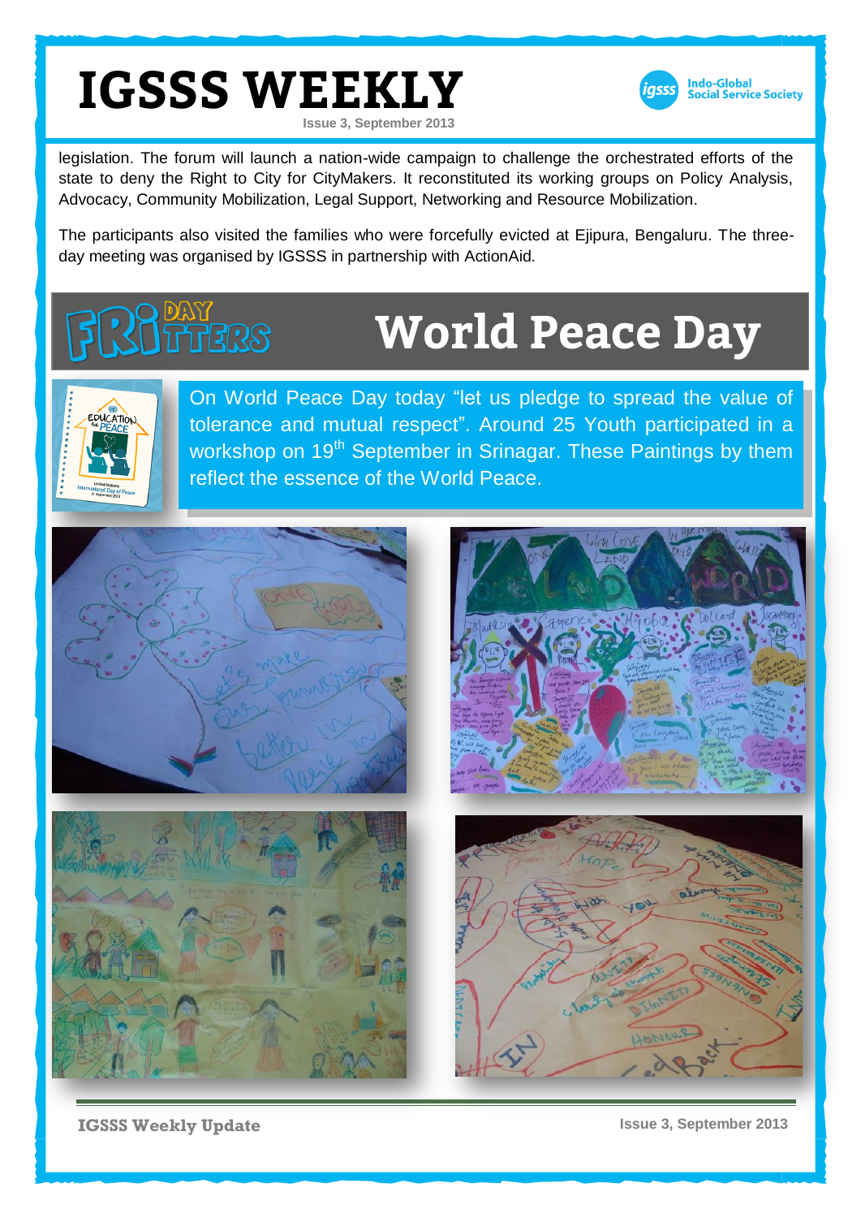legislation. The forum will launch a nation-wide campaign to challenge the orchestrated efforts of the state to deny the Right to City for CityMakers. It reconstituted its working groups on Policy Analysis, Advocacy, Community Mobilization, Legal Support, Networking and Resource Mobilization.

The participants also visited the families who were forcefully evicted at Ejipura, Bengaluru. The three-day meeting was organised by IGSSS in partnership with ActionAid.

## FRIDAY FRITTERS

# World Peace Day

On World Peace Day today "let us pledge to spread the value of tolerance and mutual respect". Around 25 Youth participated in a workshop on 19th September in Srinagar. These Paintings by them reflect the essence of the World Peace.